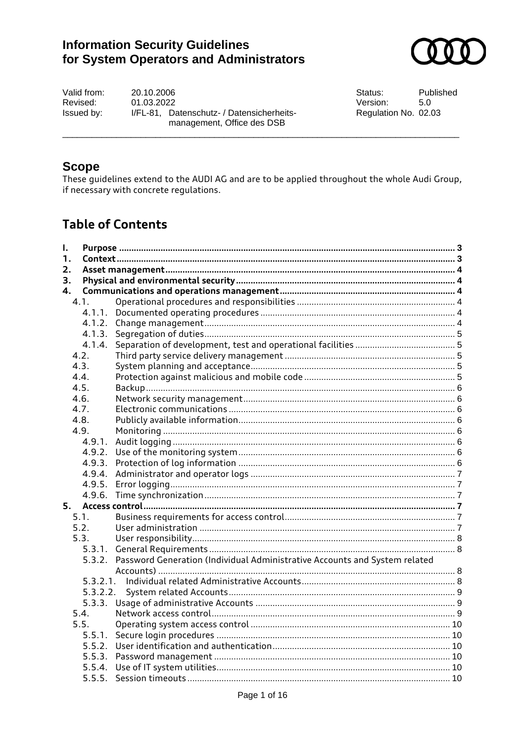# Information Security Guidelines for System Operators and Administrators

| | | | |
|---|---|---|---|
| Valid from: | 20.10.2006 | Status: | Published |
| Revised: | 01.03.2022 | Version: | 5.0 |
| Issued by: | I/FL-81, Datenschutz- / Datensicherheits-management, Office des DSB | Regulation No. | 02.03 |

## Scope

These guidelines extend to the AUDI AG and are to be applied throughout the whole Audi Group, if necessary with concrete regulations.

## Table of Contents

**I. Purpose** ..... 3
**1. Context** ..... 3
**2. Asset management** ..... 4
**3. Physical and environmental security** ..... 4
**4. Communications and operations management** ..... 4
- 4.1. Operational procedures and responsibilities ..... 4
  - 4.1.1. Documented operating procedures ..... 4
  - 4.1.2. Change management ..... 4
  - 4.1.3. Segregation of duties ..... 5
  - 4.1.4. Separation of development, test and operational facilities ..... 5
- 4.2. Third party service delivery management ..... 5
- 4.3. System planning and acceptance ..... 5
- 4.4. Protection against malicious and mobile code ..... 5
- 4.5. Backup ..... 6
- 4.6. Network security management ..... 6
- 4.7. Electronic communications ..... 6
- 4.8. Publicly available information ..... 6
- 4.9. Monitoring ..... 6
  - 4.9.1. Audit logging ..... 6
  - 4.9.2. Use of the monitoring system ..... 6
  - 4.9.3. Protection of log information ..... 6
  - 4.9.4. Administrator and operator logs ..... 7
  - 4.9.5. Error logging ..... 7
  - 4.9.6. Time synchronization ..... 7

**5. Access control** ..... 7
- 5.1. Business requirements for access control ..... 7
- 5.2. User administration ..... 7
- 5.3. User responsibility ..... 8
  - 5.3.1. General Requirements ..... 8
  - 5.3.2. Password Generation (Individual Administrative Accounts and System related Accounts) ..... 8
    - 5.3.2.1. Individual related Administrative Accounts ..... 8
    - 5.3.2.2. System related Accounts ..... 9
  - 5.3.3. Usage of administrative Accounts ..... 9
- 5.4. Network access control ..... 9
- 5.5. Operating system access control ..... 10
  - 5.5.1. Secure login procedures ..... 10
  - 5.5.2. User identification and authentication ..... 10
  - 5.5.3. Password management ..... 10
  - 5.5.4. Use of IT system utilities ..... 10
  - 5.5.5. Session timeouts ..... 10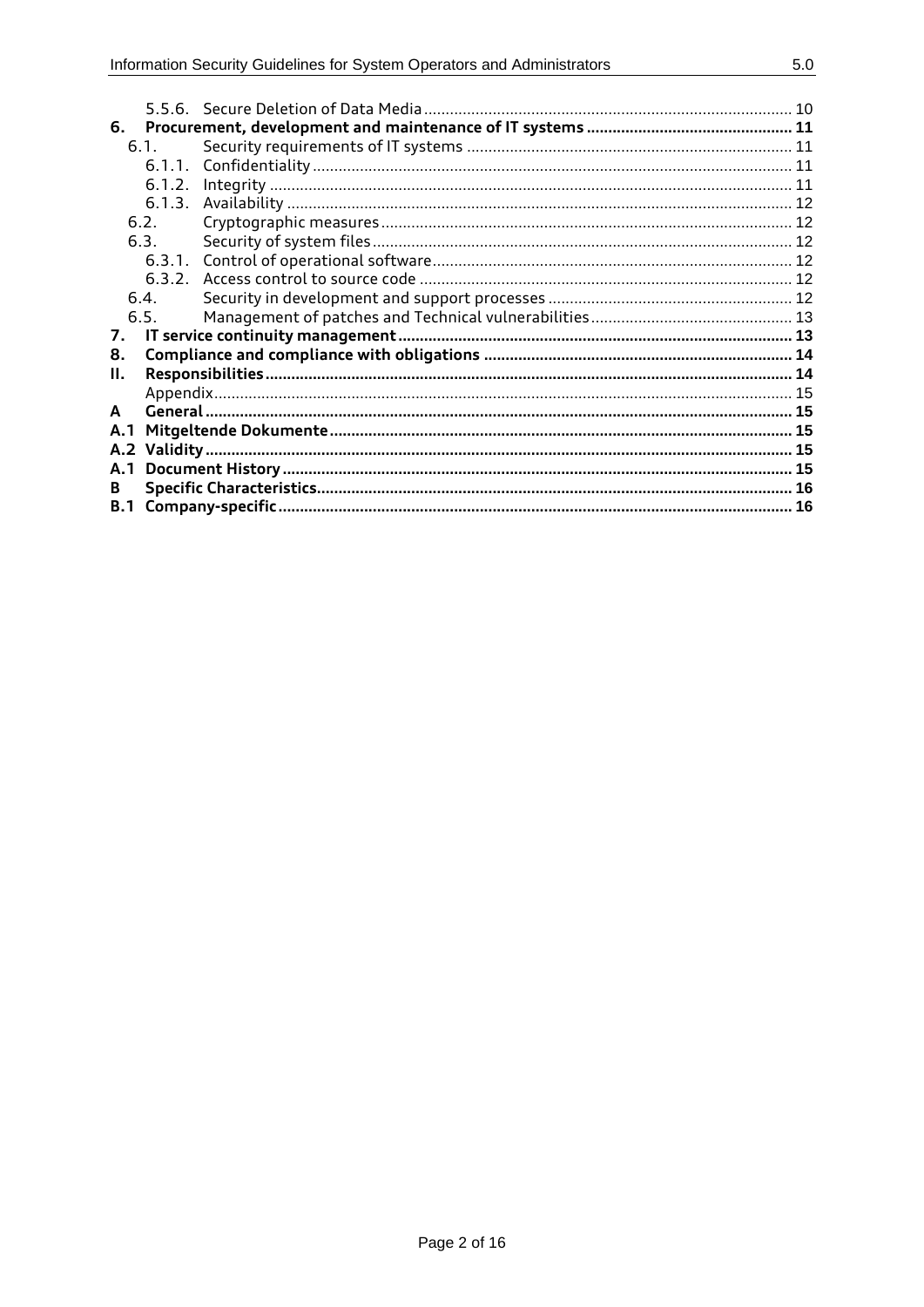5.5.6. Secure Deletion of Data Media ..... 10

**6. Procurement, development and maintenance of IT systems ..... 11**

6.1. Security requirements of IT systems ..... 11

6.1.1. Confidentiality ..... 11

6.1.2. Integrity ..... 11

6.1.3. Availability ..... 12

6.2. Cryptographic measures ..... 12

6.3. Security of system files ..... 12

6.3.1. Control of operational software ..... 12

6.3.2. Access control to source code ..... 12

6.4. Security in development and support processes ..... 12

6.5. Management of patches and Technical vulnerabilities ..... 13

**7. IT service continuity management ..... 13**

**8. Compliance and compliance with obligations ..... 14**

**II. Responsibilities ..... 14**

Appendix ..... 15

**A General ..... 15**

**A.1 Mitgeltende Dokumente ..... 15**

**A.2 Validity ..... 15**

**A.1 Document History ..... 15**

**B Specific Characteristics ..... 16**

**B.1 Company-specific ..... 16**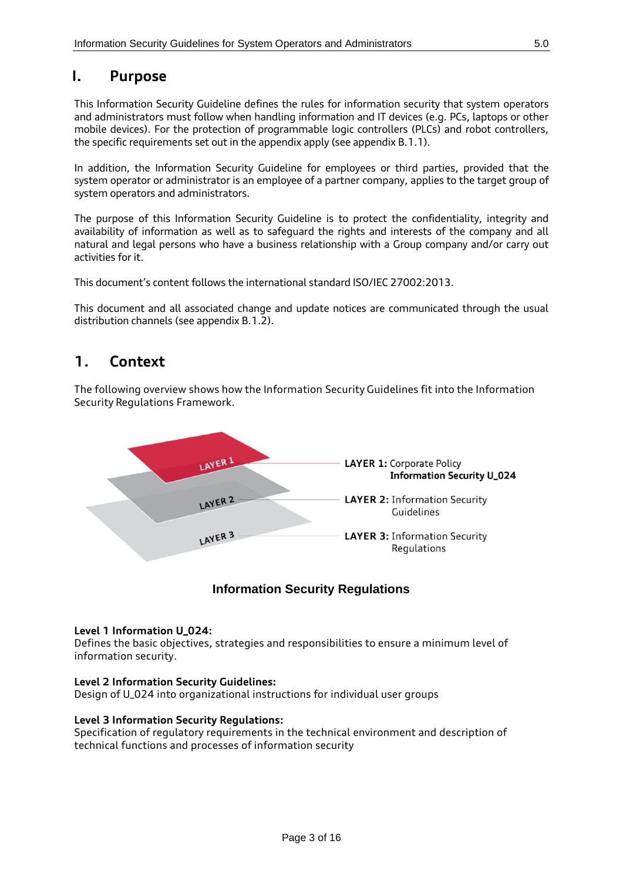## I. Purpose

This Information Security Guideline defines the rules for information security that system operators and administrators must follow when handling information and IT devices (e.g. PCs, laptops or other mobile devices). For the protection of programmable logic controllers (PLCs) and robot controllers, the specific requirements set out in the appendix apply (see appendix B.1.1).

In addition, the Information Security Guideline for employees or third parties, provided that the system operator or administrator is an employee of a partner company, applies to the target group of system operators and administrators.

The purpose of this Information Security Guideline is to protect the confidentiality, integrity and availability of information as well as to safeguard the rights and interests of the company and all natural and legal persons who have a business relationship with a Group company and/or carry out activities for it.

This document's content follows the international standard ISO/IEC 27002:2013.

This document and all associated change and update notices are communicated through the usual distribution channels (see appendix B.1.2).

## 1. Context

The following overview shows how the Information Security Guidelines fit into the Information Security Regulations Framework.

LAYER 1

LAYER 2

LAYER 3

**LAYER 1:** Corporate Policy
**Information Security U_024**

**LAYER 2:** Information Security Guidelines

**LAYER 3:** Information Security Regulations

**Information Security Regulations**

**Level 1 Information U_024:**
Defines the basic objectives, strategies and responsibilities to ensure a minimum level of information security.

**Level 2 Information Security Guidelines:**
Design of U_024 into organizational instructions for individual user groups

**Level 3 Information Security Regulations:**
Specification of regulatory requirements in the technical environment and description of technical functions and processes of information security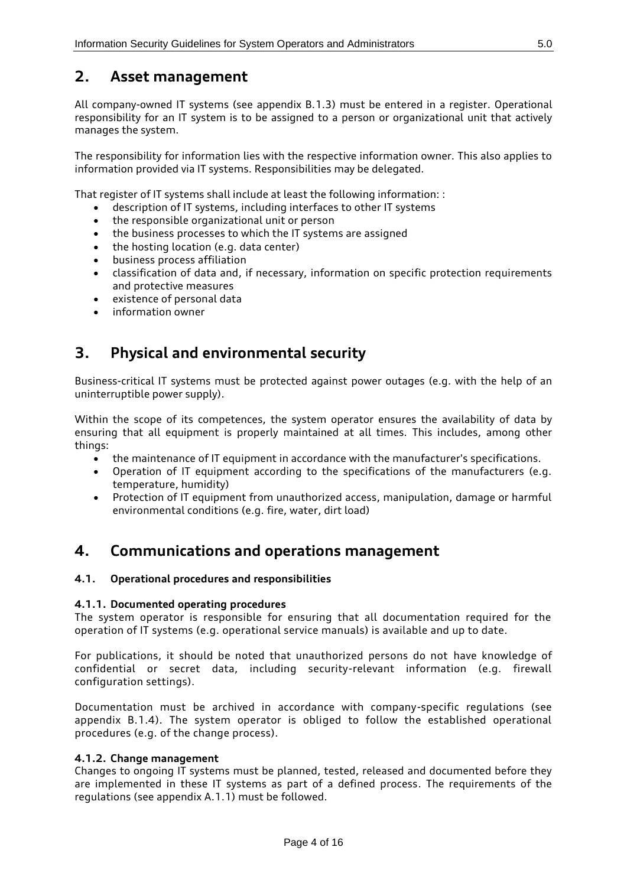## 2. Asset management

All company-owned IT systems (see appendix B.1.3) must be entered in a register. Operational responsibility for an IT system is to be assigned to a person or organizational unit that actively manages the system.

The responsibility for information lies with the respective information owner. This also applies to information provided via IT systems. Responsibilities may be delegated.

That register of IT systems shall include at least the following information: :

- description of IT systems, including interfaces to other IT systems
- the responsible organizational unit or person
- the business processes to which the IT systems are assigned
- the hosting location (e.g. data center)
- business process affiliation
- classification of data and, if necessary, information on specific protection requirements and protective measures
- existence of personal data
- information owner

## 3. Physical and environmental security

Business-critical IT systems must be protected against power outages (e.g. with the help of an uninterruptible power supply).

Within the scope of its competences, the system operator ensures the availability of data by ensuring that all equipment is properly maintained at all times. This includes, among other things:

- the maintenance of IT equipment in accordance with the manufacturer's specifications.
- Operation of IT equipment according to the specifications of the manufacturers (e.g. temperature, humidity)
- Protection of IT equipment from unauthorized access, manipulation, damage or harmful environmental conditions (e.g. fire, water, dirt load)

## 4. Communications and operations management

### 4.1. Operational procedures and responsibilities

#### 4.1.1. Documented operating procedures

The system operator is responsible for ensuring that all documentation required for the operation of IT systems (e.g. operational service manuals) is available and up to date.

For publications, it should be noted that unauthorized persons do not have knowledge of confidential or secret data, including security-relevant information (e.g. firewall configuration settings).

Documentation must be archived in accordance with company-specific regulations (see appendix B.1.4). The system operator is obliged to follow the established operational procedures (e.g. of the change process).

#### 4.1.2. Change management

Changes to ongoing IT systems must be planned, tested, released and documented before they are implemented in these IT systems as part of a defined process. The requirements of the regulations (see appendix A.1.1) must be followed.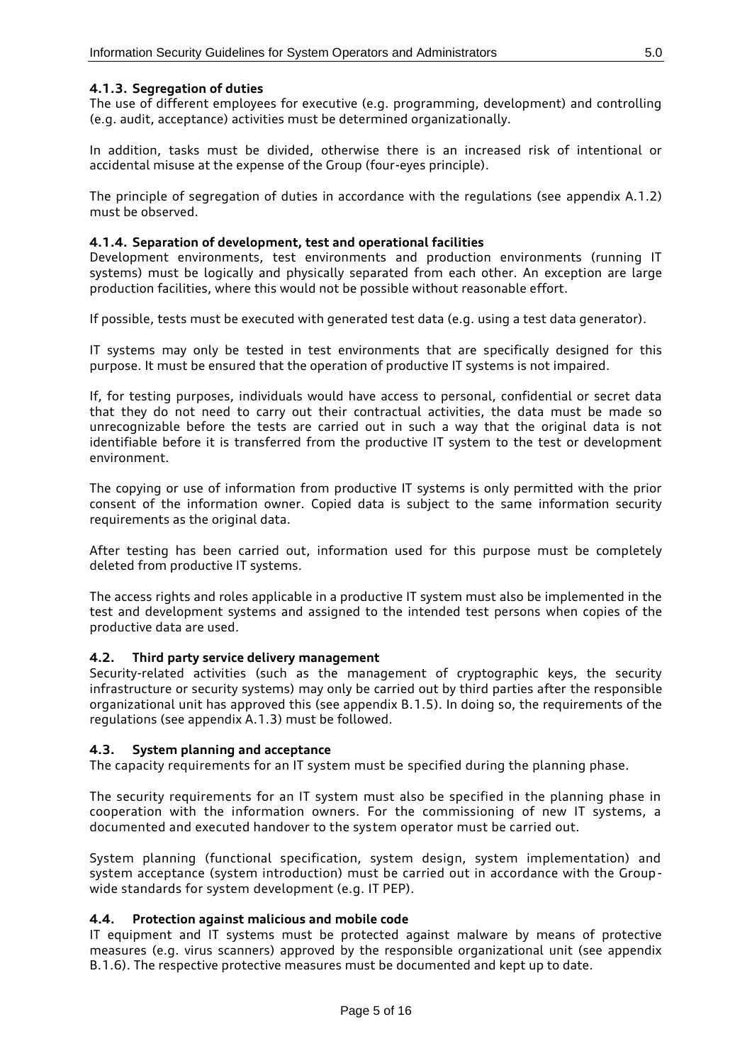#### 4.1.3. Segregation of duties

The use of different employees for executive (e.g. programming, development) and controlling (e.g. audit, acceptance) activities must be determined organizationally.

In addition, tasks must be divided, otherwise there is an increased risk of intentional or accidental misuse at the expense of the Group (four-eyes principle).

The principle of segregation of duties in accordance with the regulations (see appendix A.1.2) must be observed.

#### 4.1.4. Separation of development, test and operational facilities

Development environments, test environments and production environments (running IT systems) must be logically and physically separated from each other. An exception are large production facilities, where this would not be possible without reasonable effort.

If possible, tests must be executed with generated test data (e.g. using a test data generator).

IT systems may only be tested in test environments that are specifically designed for this purpose. It must be ensured that the operation of productive IT systems is not impaired.

If, for testing purposes, individuals would have access to personal, confidential or secret data that they do not need to carry out their contractual activities, the data must be made so unrecognizable before the tests are carried out in such a way that the original data is not identifiable before it is transferred from the productive IT system to the test or development environment.

The copying or use of information from productive IT systems is only permitted with the prior consent of the information owner. Copied data is subject to the same information security requirements as the original data.

After testing has been carried out, information used for this purpose must be completely deleted from productive IT systems.

The access rights and roles applicable in a productive IT system must also be implemented in the test and development systems and assigned to the intended test persons when copies of the productive data are used.

### 4.2. Third party service delivery management

Security-related activities (such as the management of cryptographic keys, the security infrastructure or security systems) may only be carried out by third parties after the responsible organizational unit has approved this (see appendix B.1.5). In doing so, the requirements of the regulations (see appendix A.1.3) must be followed.

### 4.3. System planning and acceptance

The capacity requirements for an IT system must be specified during the planning phase.

The security requirements for an IT system must also be specified in the planning phase in cooperation with the information owners. For the commissioning of new IT systems, a documented and executed handover to the system operator must be carried out.

System planning (functional specification, system design, system implementation) and system acceptance (system introduction) must be carried out in accordance with the Group-wide standards for system development (e.g. IT PEP).

### 4.4. Protection against malicious and mobile code

IT equipment and IT systems must be protected against malware by means of protective measures (e.g. virus scanners) approved by the responsible organizational unit (see appendix B.1.6). The respective protective measures must be documented and kept up to date.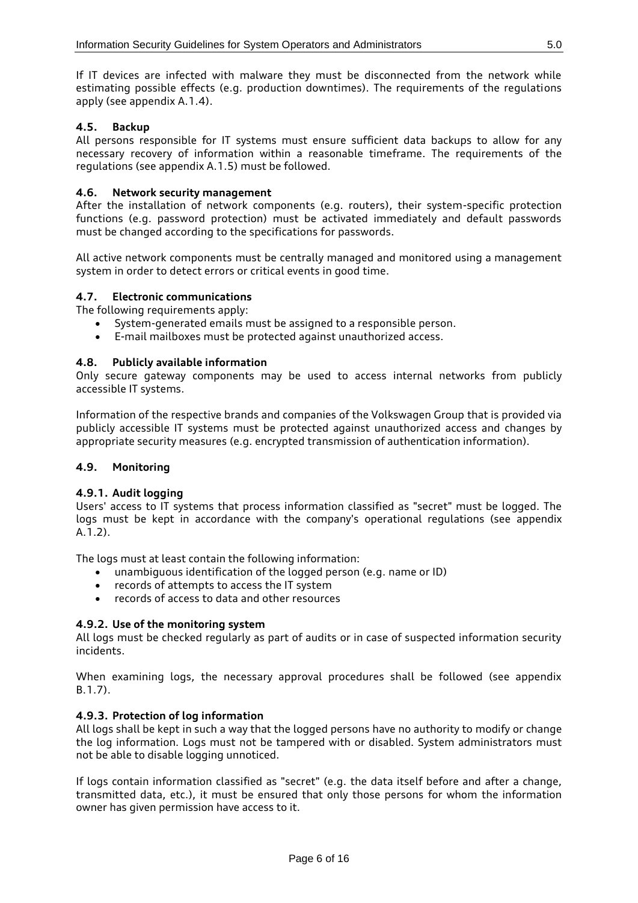If IT devices are infected with malware they must be disconnected from the network while estimating possible effects (e.g. production downtimes). The requirements of the regulations apply (see appendix A.1.4).

### 4.5. Backup

All persons responsible for IT systems must ensure sufficient data backups to allow for any necessary recovery of information within a reasonable timeframe. The requirements of the regulations (see appendix A.1.5) must be followed.

### 4.6. Network security management

After the installation of network components (e.g. routers), their system-specific protection functions (e.g. password protection) must be activated immediately and default passwords must be changed according to the specifications for passwords.

All active network components must be centrally managed and monitored using a management system in order to detect errors or critical events in good time.

### 4.7. Electronic communications

The following requirements apply:

- System-generated emails must be assigned to a responsible person.
- E-mail mailboxes must be protected against unauthorized access.

### 4.8. Publicly available information

Only secure gateway components may be used to access internal networks from publicly accessible IT systems.

Information of the respective brands and companies of the Volkswagen Group that is provided via publicly accessible IT systems must be protected against unauthorized access and changes by appropriate security measures (e.g. encrypted transmission of authentication information).

### 4.9. Monitoring

#### 4.9.1. Audit logging

Users' access to IT systems that process information classified as "secret" must be logged. The logs must be kept in accordance with the company's operational regulations (see appendix A.1.2).

The logs must at least contain the following information:

- unambiguous identification of the logged person (e.g. name or ID)
- records of attempts to access the IT system
- records of access to data and other resources

#### 4.9.2. Use of the monitoring system

All logs must be checked regularly as part of audits or in case of suspected information security incidents.

When examining logs, the necessary approval procedures shall be followed (see appendix B.1.7).

#### 4.9.3. Protection of log information

All logs shall be kept in such a way that the logged persons have no authority to modify or change the log information. Logs must not be tampered with or disabled. System administrators must not be able to disable logging unnoticed.

If logs contain information classified as "secret" (e.g. the data itself before and after a change, transmitted data, etc.), it must be ensured that only those persons for whom the information owner has given permission have access to it.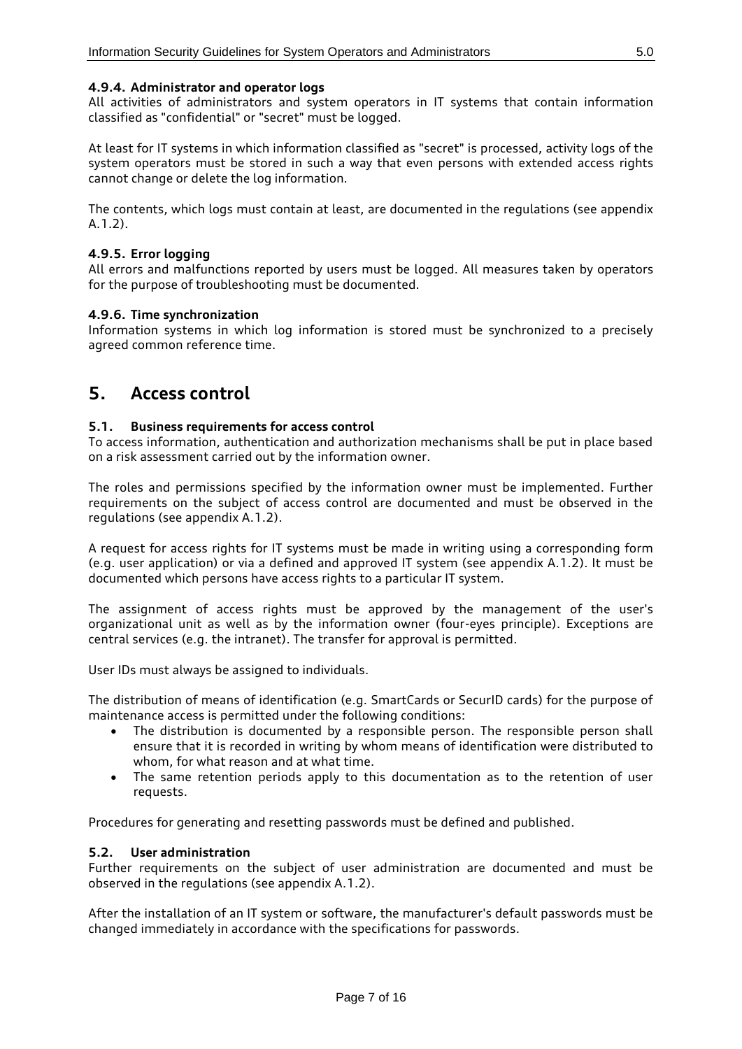#### 4.9.4. Administrator and operator logs

All activities of administrators and system operators in IT systems that contain information classified as "confidential" or "secret" must be logged.

At least for IT systems in which information classified as "secret" is processed, activity logs of the system operators must be stored in such a way that even persons with extended access rights cannot change or delete the log information.

The contents, which logs must contain at least, are documented in the regulations (see appendix A.1.2).

#### 4.9.5. Error logging

All errors and malfunctions reported by users must be logged. All measures taken by operators for the purpose of troubleshooting must be documented.

#### 4.9.6. Time synchronization

Information systems in which log information is stored must be synchronized to a precisely agreed common reference time.

# 5. Access control

### 5.1. Business requirements for access control

To access information, authentication and authorization mechanisms shall be put in place based on a risk assessment carried out by the information owner.

The roles and permissions specified by the information owner must be implemented. Further requirements on the subject of access control are documented and must be observed in the regulations (see appendix A.1.2).

A request for access rights for IT systems must be made in writing using a corresponding form (e.g. user application) or via a defined and approved IT system (see appendix A.1.2). It must be documented which persons have access rights to a particular IT system.

The assignment of access rights must be approved by the management of the user's organizational unit as well as by the information owner (four-eyes principle). Exceptions are central services (e.g. the intranet). The transfer for approval is permitted.

User IDs must always be assigned to individuals.

The distribution of means of identification (e.g. SmartCards or SecurID cards) for the purpose of maintenance access is permitted under the following conditions:

- The distribution is documented by a responsible person. The responsible person shall ensure that it is recorded in writing by whom means of identification were distributed to whom, for what reason and at what time.
- The same retention periods apply to this documentation as to the retention of user requests.

Procedures for generating and resetting passwords must be defined and published.

### 5.2. User administration

Further requirements on the subject of user administration are documented and must be observed in the regulations (see appendix A.1.2).

After the installation of an IT system or software, the manufacturer's default passwords must be changed immediately in accordance with the specifications for passwords.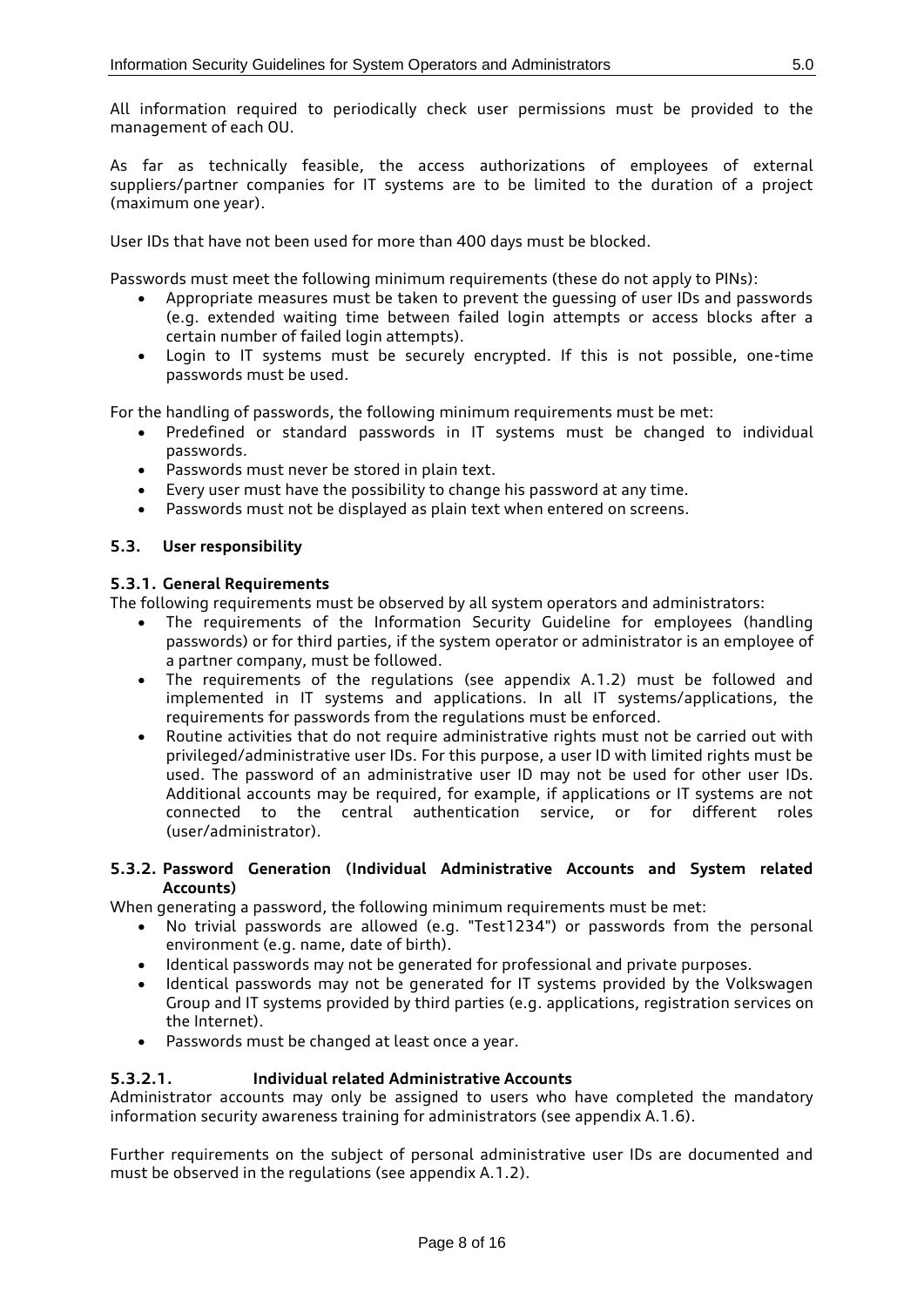All information required to periodically check user permissions must be provided to the management of each OU.

As far as technically feasible, the access authorizations of employees of external suppliers/partner companies for IT systems are to be limited to the duration of a project (maximum one year).

User IDs that have not been used for more than 400 days must be blocked.

Passwords must meet the following minimum requirements (these do not apply to PINs):

- Appropriate measures must be taken to prevent the guessing of user IDs and passwords (e.g. extended waiting time between failed login attempts or access blocks after a certain number of failed login attempts).
- Login to IT systems must be securely encrypted. If this is not possible, one-time passwords must be used.

For the handling of passwords, the following minimum requirements must be met:

- Predefined or standard passwords in IT systems must be changed to individual passwords.
- Passwords must never be stored in plain text.
- Every user must have the possibility to change his password at any time.
- Passwords must not be displayed as plain text when entered on screens.

## 5.3. User responsibility

### 5.3.1. General Requirements

The following requirements must be observed by all system operators and administrators:

- The requirements of the Information Security Guideline for employees (handling passwords) or for third parties, if the system operator or administrator is an employee of a partner company, must be followed.
- The requirements of the regulations (see appendix A.1.2) must be followed and implemented in IT systems and applications. In all IT systems/applications, the requirements for passwords from the regulations must be enforced.
- Routine activities that do not require administrative rights must not be carried out with privileged/administrative user IDs. For this purpose, a user ID with limited rights must be used. The password of an administrative user ID may not be used for other user IDs. Additional accounts may be required, for example, if applications or IT systems are not connected to the central authentication service, or for different roles (user/administrator).

### 5.3.2. Password Generation (Individual Administrative Accounts and System related Accounts)

When generating a password, the following minimum requirements must be met:

- No trivial passwords are allowed (e.g. "Test1234") or passwords from the personal environment (e.g. name, date of birth).
- Identical passwords may not be generated for professional and private purposes.
- Identical passwords may not be generated for IT systems provided by the Volkswagen Group and IT systems provided by third parties (e.g. applications, registration services on the Internet).
- Passwords must be changed at least once a year.

#### 5.3.2.1. Individual related Administrative Accounts

Administrator accounts may only be assigned to users who have completed the mandatory information security awareness training for administrators (see appendix A.1.6).

Further requirements on the subject of personal administrative user IDs are documented and must be observed in the regulations (see appendix A.1.2).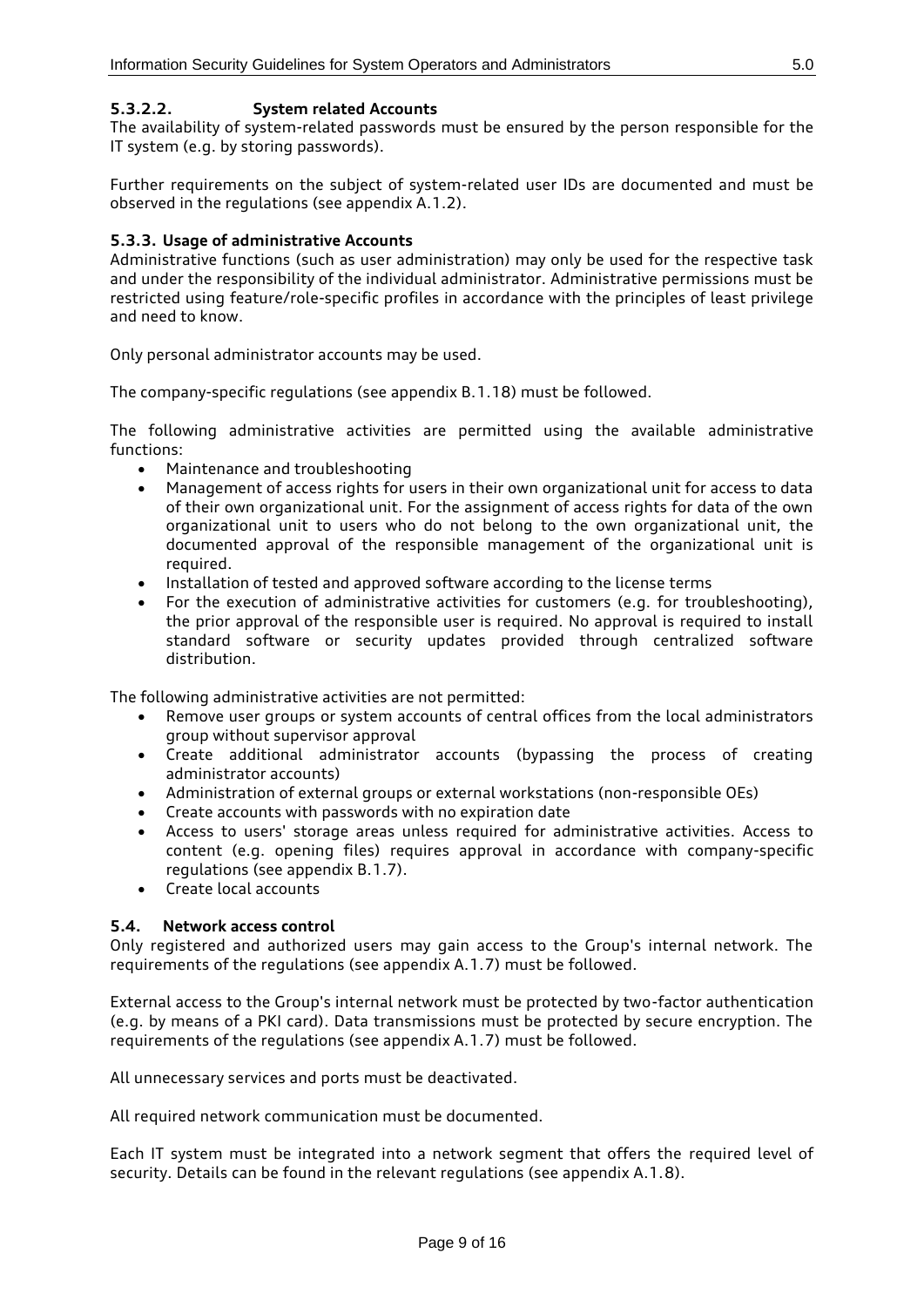#### 5.3.2.2. System related Accounts

The availability of system-related passwords must be ensured by the person responsible for the IT system (e.g. by storing passwords).

Further requirements on the subject of system-related user IDs are documented and must be observed in the regulations (see appendix A.1.2).

### 5.3.3. Usage of administrative Accounts

Administrative functions (such as user administration) may only be used for the respective task and under the responsibility of the individual administrator. Administrative permissions must be restricted using feature/role-specific profiles in accordance with the principles of least privilege and need to know.

Only personal administrator accounts may be used.

The company-specific regulations (see appendix B.1.18) must be followed.

The following administrative activities are permitted using the available administrative functions:

- Maintenance and troubleshooting
- Management of access rights for users in their own organizational unit for access to data of their own organizational unit. For the assignment of access rights for data of the own organizational unit to users who do not belong to the own organizational unit, the documented approval of the responsible management of the organizational unit is required.
- Installation of tested and approved software according to the license terms
- For the execution of administrative activities for customers (e.g. for troubleshooting), the prior approval of the responsible user is required. No approval is required to install standard software or security updates provided through centralized software distribution.

The following administrative activities are not permitted:

- Remove user groups or system accounts of central offices from the local administrators group without supervisor approval
- Create additional administrator accounts (bypassing the process of creating administrator accounts)
- Administration of external groups or external workstations (non-responsible OEs)
- Create accounts with passwords with no expiration date
- Access to users' storage areas unless required for administrative activities. Access to content (e.g. opening files) requires approval in accordance with company-specific regulations (see appendix B.1.7).
- Create local accounts

## 5.4. Network access control

Only registered and authorized users may gain access to the Group's internal network. The requirements of the regulations (see appendix A.1.7) must be followed.

External access to the Group's internal network must be protected by two-factor authentication (e.g. by means of a PKI card). Data transmissions must be protected by secure encryption. The requirements of the regulations (see appendix A.1.7) must be followed.

All unnecessary services and ports must be deactivated.

All required network communication must be documented.

Each IT system must be integrated into a network segment that offers the required level of security. Details can be found in the relevant regulations (see appendix A.1.8).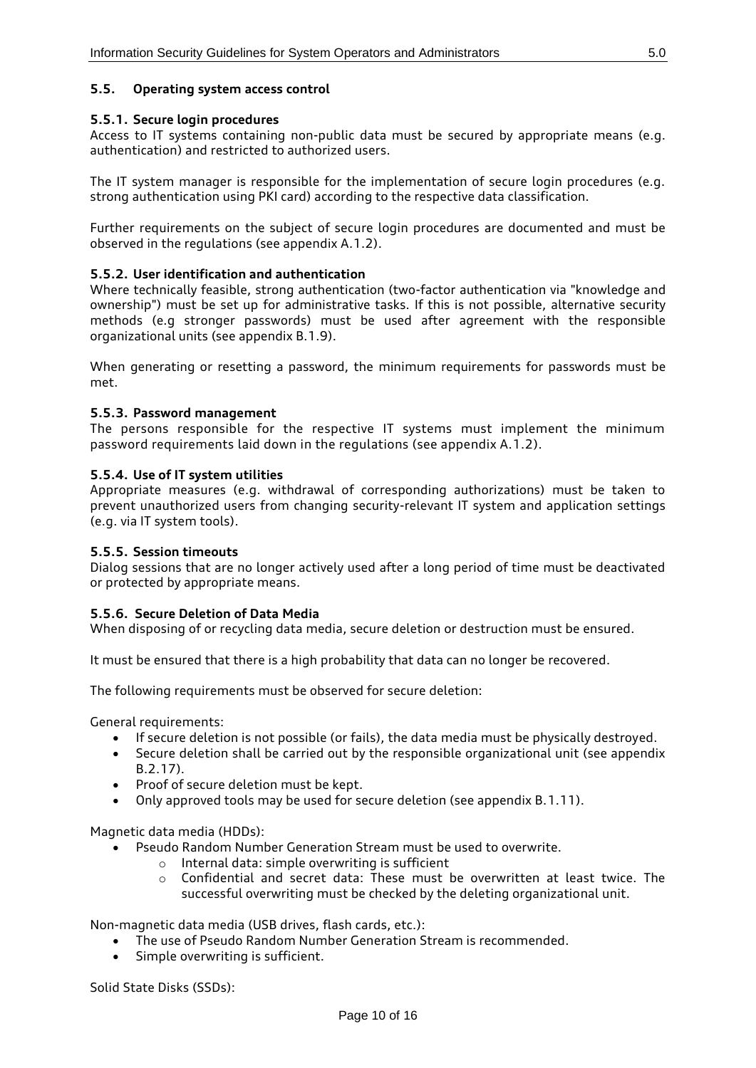## 5.5. Operating system access control

### 5.5.1. Secure login procedures

Access to IT systems containing non-public data must be secured by appropriate means (e.g. authentication) and restricted to authorized users.

The IT system manager is responsible for the implementation of secure login procedures (e.g. strong authentication using PKI card) according to the respective data classification.

Further requirements on the subject of secure login procedures are documented and must be observed in the regulations (see appendix A.1.2).

### 5.5.2. User identification and authentication

Where technically feasible, strong authentication (two-factor authentication via "knowledge and ownership") must be set up for administrative tasks. If this is not possible, alternative security methods (e.g stronger passwords) must be used after agreement with the responsible organizational units (see appendix B.1.9).

When generating or resetting a password, the minimum requirements for passwords must be met.

### 5.5.3. Password management

The persons responsible for the respective IT systems must implement the minimum password requirements laid down in the regulations (see appendix A.1.2).

### 5.5.4. Use of IT system utilities

Appropriate measures (e.g. withdrawal of corresponding authorizations) must be taken to prevent unauthorized users from changing security-relevant IT system and application settings (e.g. via IT system tools).

### 5.5.5. Session timeouts

Dialog sessions that are no longer actively used after a long period of time must be deactivated or protected by appropriate means.

### 5.5.6. Secure Deletion of Data Media

When disposing of or recycling data media, secure deletion or destruction must be ensured.

It must be ensured that there is a high probability that data can no longer be recovered.

The following requirements must be observed for secure deletion:

General requirements:

- If secure deletion is not possible (or fails), the data media must be physically destroyed.
- Secure deletion shall be carried out by the responsible organizational unit (see appendix B.2.17).
- Proof of secure deletion must be kept.
- Only approved tools may be used for secure deletion (see appendix B.1.11).

Magnetic data media (HDDs):

- Pseudo Random Number Generation Stream must be used to overwrite.
  - Internal data: simple overwriting is sufficient
  - Confidential and secret data: These must be overwritten at least twice. The successful overwriting must be checked by the deleting organizational unit.

Non-magnetic data media (USB drives, flash cards, etc.):

- The use of Pseudo Random Number Generation Stream is recommended.
- Simple overwriting is sufficient.

Solid State Disks (SSDs):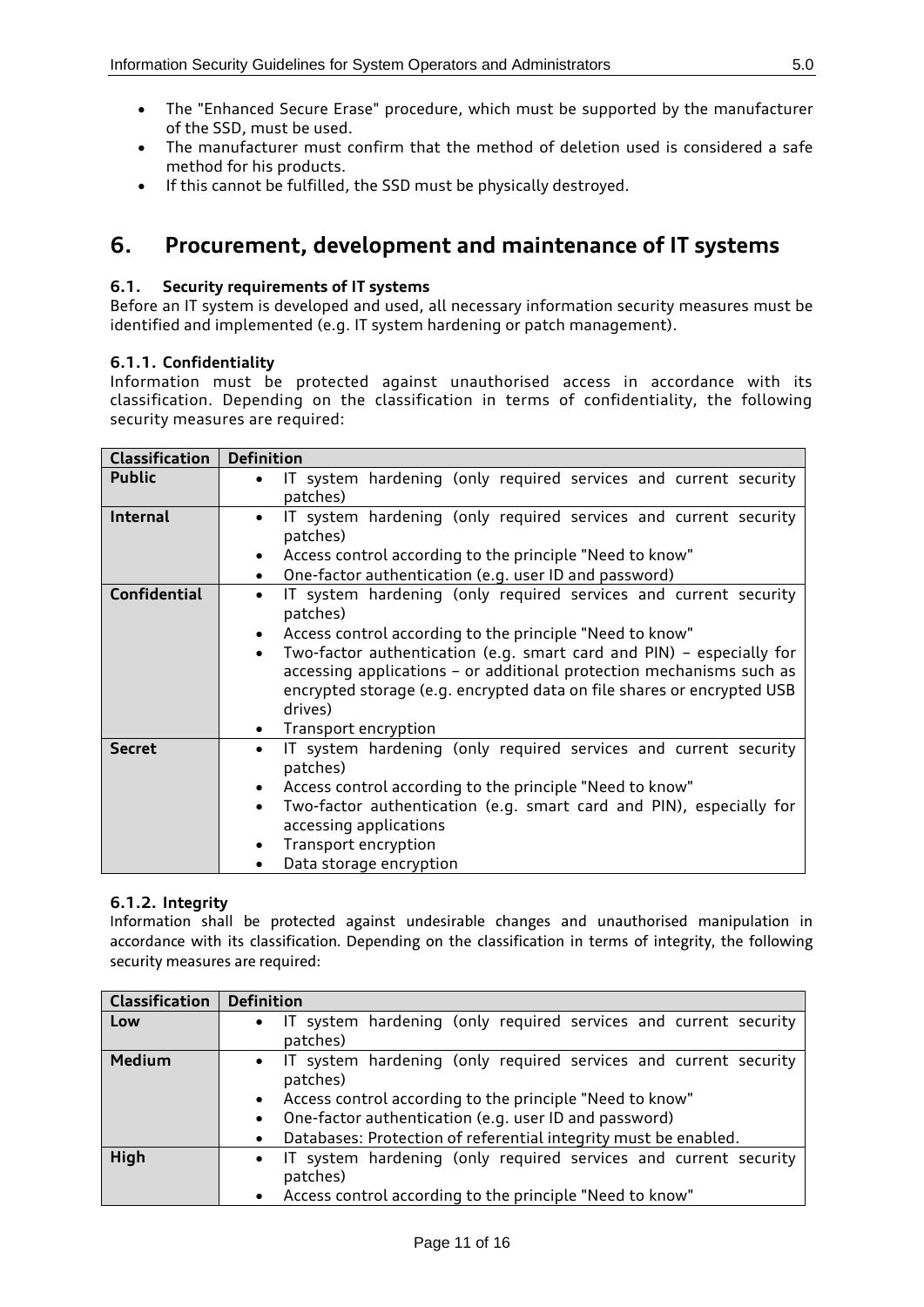- The "Enhanced Secure Erase" procedure, which must be supported by the manufacturer of the SSD, must be used.
- The manufacturer must confirm that the method of deletion used is considered a safe method for his products.
- If this cannot be fulfilled, the SSD must be physically destroyed.

# 6. Procurement, development and maintenance of IT systems

## 6.1. Security requirements of IT systems

Before an IT system is developed and used, all necessary information security measures must be identified and implemented (e.g. IT system hardening or patch management).

### 6.1.1. Confidentiality

Information must be protected against unauthorised access in accordance with its classification. Depending on the classification in terms of confidentiality, the following security measures are required:

| Classification | Definition |
|---|---|
| **Public** | • IT system hardening (only required services and current security patches) |
| **Internal** | • IT system hardening (only required services and current security patches)<br>• Access control according to the principle "Need to know"<br>• One-factor authentication (e.g. user ID and password) |
| **Confidential** | • IT system hardening (only required services and current security patches)<br>• Access control according to the principle "Need to know"<br>• Two-factor authentication (e.g. smart card and PIN) – especially for accessing applications – or additional protection mechanisms such as encrypted storage (e.g. encrypted data on file shares or encrypted USB drives)<br>• Transport encryption |
| **Secret** | • IT system hardening (only required services and current security patches)<br>• Access control according to the principle "Need to know"<br>• Two-factor authentication (e.g. smart card and PIN), especially for accessing applications<br>• Transport encryption<br>• Data storage encryption |

### 6.1.2. Integrity

Information shall be protected against undesirable changes and unauthorised manipulation in accordance with its classification. Depending on the classification in terms of integrity, the following security measures are required:

| Classification | Definition |
|---|---|
| **Low** | • IT system hardening (only required services and current security patches) |
| **Medium** | • IT system hardening (only required services and current security patches)<br>• Access control according to the principle "Need to know"<br>• One-factor authentication (e.g. user ID and password)<br>• Databases: Protection of referential integrity must be enabled. |
| **High** | • IT system hardening (only required services and current security patches)<br>• Access control according to the principle "Need to know" |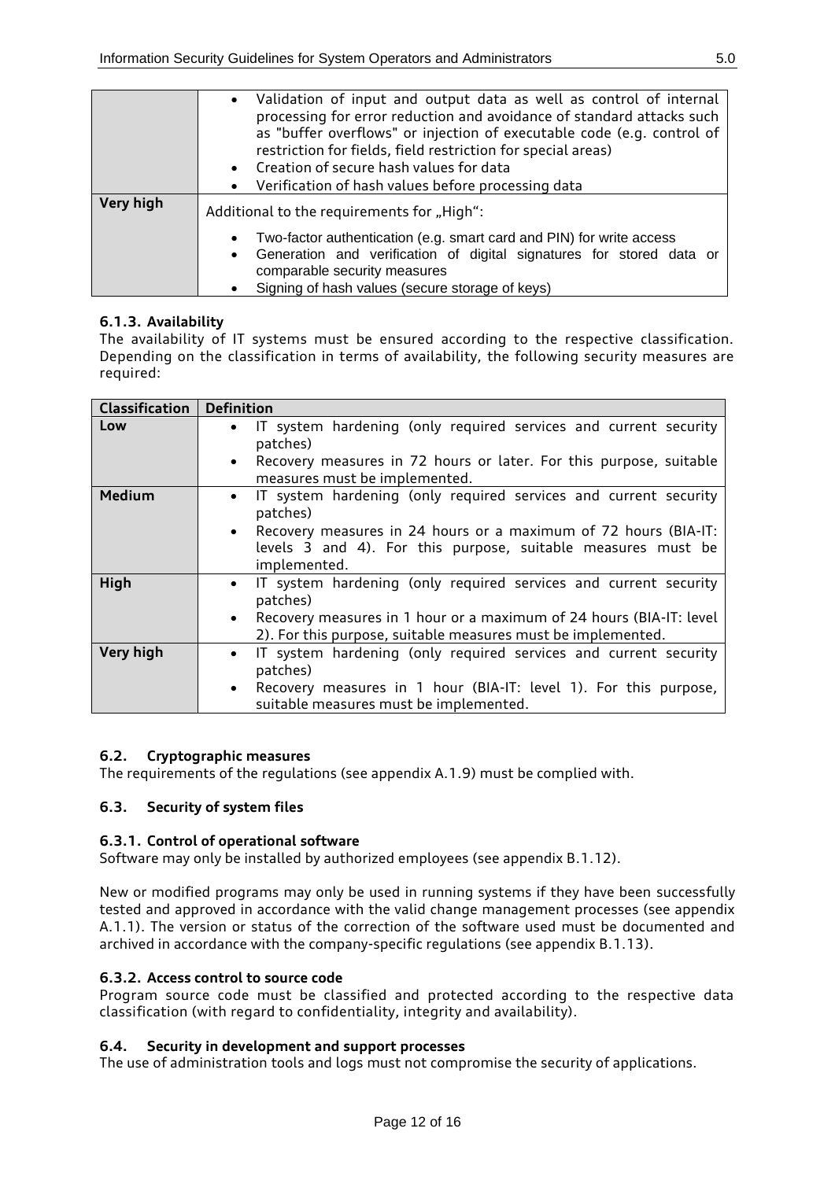| | |
|---|---|
| | • Validation of input and output data as well as control of internal processing for error reduction and avoidance of standard attacks such as "buffer overflows" or injection of executable code (e.g. control of restriction for fields, field restriction for special areas)<br>• Creation of secure hash values for data<br>• Verification of hash values before processing data |
| **Very high** | Additional to the requirements for „High":<br>• Two-factor authentication (e.g. smart card and PIN) for write access<br>• Generation and verification of digital signatures for stored data or comparable security measures<br>• Signing of hash values (secure storage of keys) |

### 6.1.3. Availability

The availability of IT systems must be ensured according to the respective classification. Depending on the classification in terms of availability, the following security measures are required:

| Classification | Definition |
|---|---|
| **Low** | • IT system hardening (only required services and current security patches)<br>• Recovery measures in 72 hours or later. For this purpose, suitable measures must be implemented. |
| **Medium** | • IT system hardening (only required services and current security patches)<br>• Recovery measures in 24 hours or a maximum of 72 hours (BIA-IT: levels 3 and 4). For this purpose, suitable measures must be implemented. |
| **High** | • IT system hardening (only required services and current security patches)<br>• Recovery measures in 1 hour or a maximum of 24 hours (BIA-IT: level 2). For this purpose, suitable measures must be implemented. |
| **Very high** | • IT system hardening (only required services and current security patches)<br>• Recovery measures in 1 hour (BIA-IT: level 1). For this purpose, suitable measures must be implemented. |

## 6.2. Cryptographic measures

The requirements of the regulations (see appendix A.1.9) must be complied with.

## 6.3. Security of system files

### 6.3.1. Control of operational software

Software may only be installed by authorized employees (see appendix B.1.12).

New or modified programs may only be used in running systems if they have been successfully tested and approved in accordance with the valid change management processes (see appendix A.1.1). The version or status of the correction of the software used must be documented and archived in accordance with the company-specific regulations (see appendix B.1.13).

### 6.3.2. Access control to source code

Program source code must be classified and protected according to the respective data classification (with regard to confidentiality, integrity and availability).

## 6.4. Security in development and support processes

The use of administration tools and logs must not compromise the security of applications.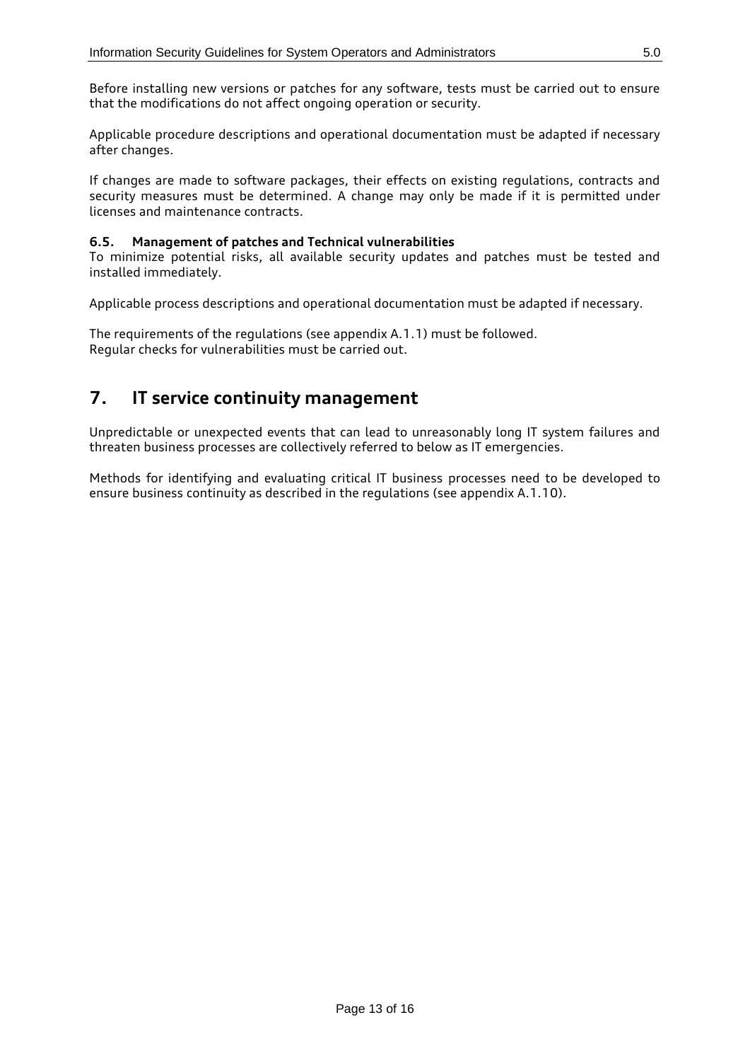Before installing new versions or patches for any software, tests must be carried out to ensure that the modifications do not affect ongoing operation or security.

Applicable procedure descriptions and operational documentation must be adapted if necessary after changes.

If changes are made to software packages, their effects on existing regulations, contracts and security measures must be determined. A change may only be made if it is permitted under licenses and maintenance contracts.

### 6.5. Management of patches and Technical vulnerabilities

To minimize potential risks, all available security updates and patches must be tested and installed immediately.

Applicable process descriptions and operational documentation must be adapted if necessary.

The requirements of the regulations (see appendix A.1.1) must be followed.
Regular checks for vulnerabilities must be carried out.

## 7. IT service continuity management

Unpredictable or unexpected events that can lead to unreasonably long IT system failures and threaten business processes are collectively referred to below as IT emergencies.

Methods for identifying and evaluating critical IT business processes need to be developed to ensure business continuity as described in the regulations (see appendix A.1.10).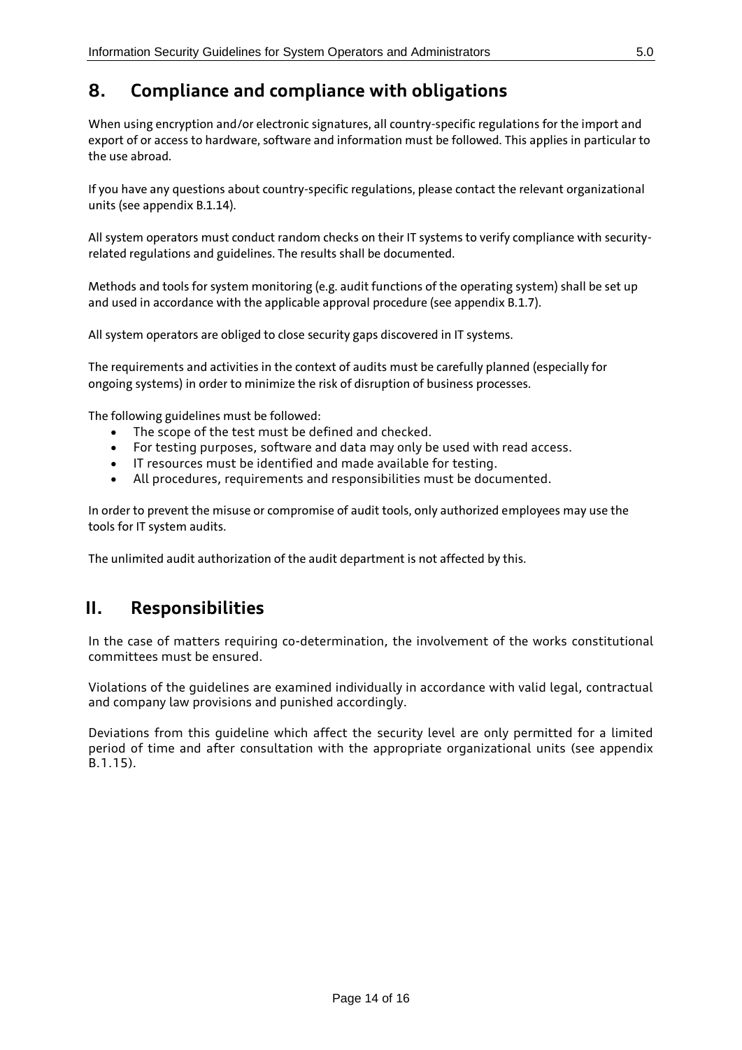## 8. Compliance and compliance with obligations

When using encryption and/or electronic signatures, all country-specific regulations for the import and export of or access to hardware, software and information must be followed. This applies in particular to the use abroad.

If you have any questions about country-specific regulations, please contact the relevant organizational units (see appendix B.1.14).

All system operators must conduct random checks on their IT systems to verify compliance with security-related regulations and guidelines. The results shall be documented.

Methods and tools for system monitoring (e.g. audit functions of the operating system) shall be set up and used in accordance with the applicable approval procedure (see appendix B.1.7).

All system operators are obliged to close security gaps discovered in IT systems.

The requirements and activities in the context of audits must be carefully planned (especially for ongoing systems) in order to minimize the risk of disruption of business processes.

The following guidelines must be followed:

- The scope of the test must be defined and checked.
- For testing purposes, software and data may only be used with read access.
- IT resources must be identified and made available for testing.
- All procedures, requirements and responsibilities must be documented.

In order to prevent the misuse or compromise of audit tools, only authorized employees may use the tools for IT system audits.

The unlimited audit authorization of the audit department is not affected by this.

# II. Responsibilities

In the case of matters requiring co-determination, the involvement of the works constitutional committees must be ensured.

Violations of the guidelines are examined individually in accordance with valid legal, contractual and company law provisions and punished accordingly.

Deviations from this guideline which affect the security level are only permitted for a limited period of time and after consultation with the appropriate organizational units (see appendix B.1.15).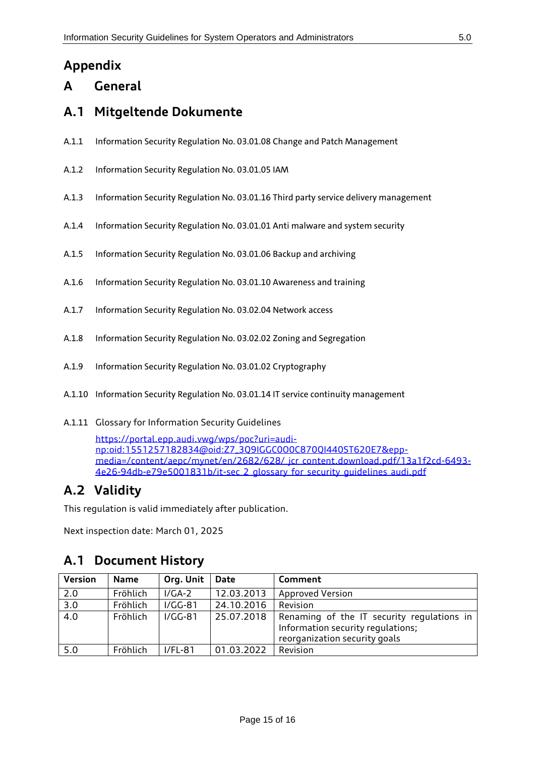# Appendix

# A General

## A.1 Mitgeltende Dokumente

A.1.1 Information Security Regulation No. 03.01.08 Change and Patch Management

A.1.2 Information Security Regulation No. 03.01.05 IAM

A.1.3 Information Security Regulation No. 03.01.16 Third party service delivery management

A.1.4 Information Security Regulation No. 03.01.01 Anti malware and system security

A.1.5 Information Security Regulation No. 03.01.06 Backup and archiving

A.1.6 Information Security Regulation No. 03.01.10 Awareness and training

A.1.7 Information Security Regulation No. 03.02.04 Network access

A.1.8 Information Security Regulation No. 03.02.02 Zoning and Segregation

A.1.9 Information Security Regulation No. 03.01.02 Cryptography

A.1.10 Information Security Regulation No. 03.01.14 IT service continuity management

A.1.11 Glossary for Information Security Guidelines
https://portal.epp.audi.vwg/wps/poc?uri=audi-np:oid:1551257182834@oid:Z7_3Q9IGGC0O0C870QI440ST620E7&epp-media=/content/aepc/mynet/en/2682/628/_jcr_content.download.pdf/13a1f2cd-6493-4e26-94db-e79e5001831b/it-sec_2_glossary_for_security_guidelines_audi.pdf

## A.2 Validity

This regulation is valid immediately after publication.

Next inspection date: March 01, 2025

## A.1 Document History

| Version | Name | Org. Unit | Date | Comment |
|---|---|---|---|---|
| 2.0 | Fröhlich | I/GA-2 | 12.03.2013 | Approved Version |
| 3.0 | Fröhlich | I/GG-81 | 24.10.2016 | Revision |
| 4.0 | Fröhlich | I/GG-81 | 25.07.2018 | Renaming of the IT security regulations in Information security regulations; reorganization security goals |
| 5.0 | Fröhlich | I/FL-81 | 01.03.2022 | Revision |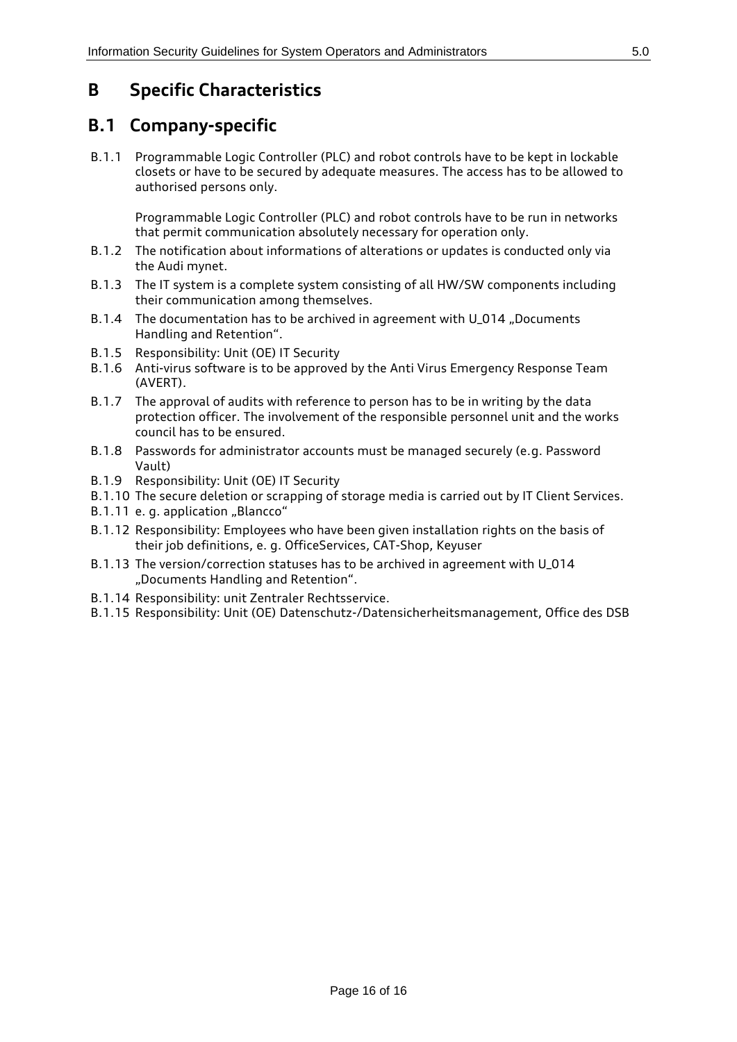# B Specific Characteristics

## B.1 Company-specific

B.1.1 Programmable Logic Controller (PLC) and robot controls have to be kept in lockable closets or have to be secured by adequate measures. The access has to be allowed to authorised persons only.

Programmable Logic Controller (PLC) and robot controls have to be run in networks that permit communication absolutely necessary for operation only.

B.1.2 The notification about informations of alterations or updates is conducted only via the Audi mynet.

B.1.3 The IT system is a complete system consisting of all HW/SW components including their communication among themselves.

B.1.4 The documentation has to be archived in agreement with U_014 „Documents Handling and Retention".

B.1.5 Responsibility: Unit (OE) IT Security

B.1.6 Anti-virus software is to be approved by the Anti Virus Emergency Response Team (AVERT).

B.1.7 The approval of audits with reference to person has to be in writing by the data protection officer. The involvement of the responsible personnel unit and the works council has to be ensured.

B.1.8 Passwords for administrator accounts must be managed securely (e.g. Password Vault)

B.1.9 Responsibility: Unit (OE) IT Security

B.1.10 The secure deletion or scrapping of storage media is carried out by IT Client Services.

B.1.11 e. g. application „Blancco"

B.1.12 Responsibility: Employees who have been given installation rights on the basis of their job definitions, e. g. OfficeServices, CAT-Shop, Keyuser

B.1.13 The version/correction statuses has to be archived in agreement with U_014 „Documents Handling and Retention".

B.1.14 Responsibility: unit Zentraler Rechtsservice.

B.1.15 Responsibility: Unit (OE) Datenschutz-/Datensicherheitsmanagement, Office des DSB